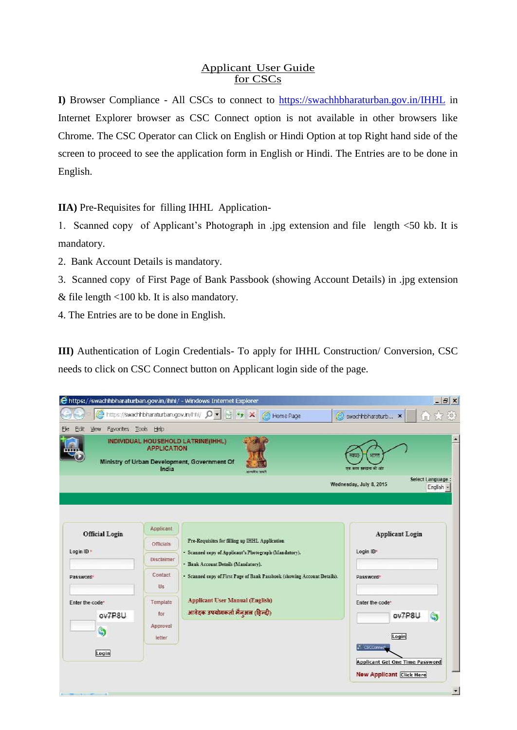# Applicant User Guide for CSCs

**I)** Browser Compliance - All CSCs to connect to https://swachhbharaturban.gov.in/IHHL in Internet Explorer browser as CSC Connect option is not available in other browsers like Chrome. The CSC Operator can Click on English or Hindi Option at top Right hand side of the screen to proceed to see the application form in English or Hindi. The Entries are to be done in English.

**IIA)** Pre-Requisites for filling IHHL Application-

1. Scanned copy of Applicant's Photograph in .jpg extension and file length <50 kb. It is mandatory.
2. Bank Account Details is mandatory.
3. Scanned copy of First Page of Bank Passbook (showing Account Details) in .jpg extension & file length <100 kb. It is also mandatory.
4. The Entries are to be done in English.

**III)** Authentication of Login Credentials- To apply for IHHL Construction/ Conversion, CSC needs to click on CSC Connect button on Applicant login side of the page.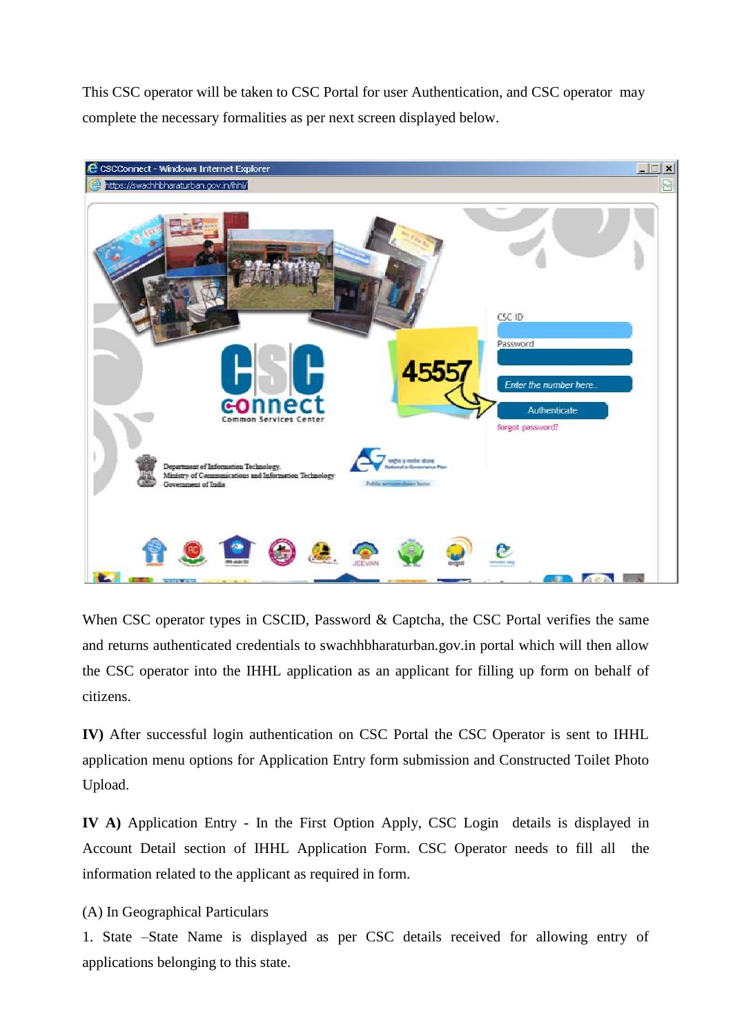This CSC operator will be taken to CSC Portal for user Authentication, and CSC operator may complete the necessary formalities as per next screen displayed below.

When CSC operator types in CSCID, Password & Captcha, the CSC Portal verifies the same and returns authenticated credentials to swachhbharaturban.gov.in portal which will then allow the CSC operator into the IHHL application as an applicant for filling up form on behalf of citizens.

**IV)** After successful login authentication on CSC Portal the CSC Operator is sent to IHHL application menu options for Application Entry form submission and Constructed Toilet Photo Upload.

**IV A)** Application Entry - In the First Option Apply, CSC Login details is displayed in Account Detail section of IHHL Application Form. CSC Operator needs to fill all the information related to the applicant as required in form.

(A) In Geographical Particulars

1. State –State Name is displayed as per CSC details received for allowing entry of applications belonging to this state.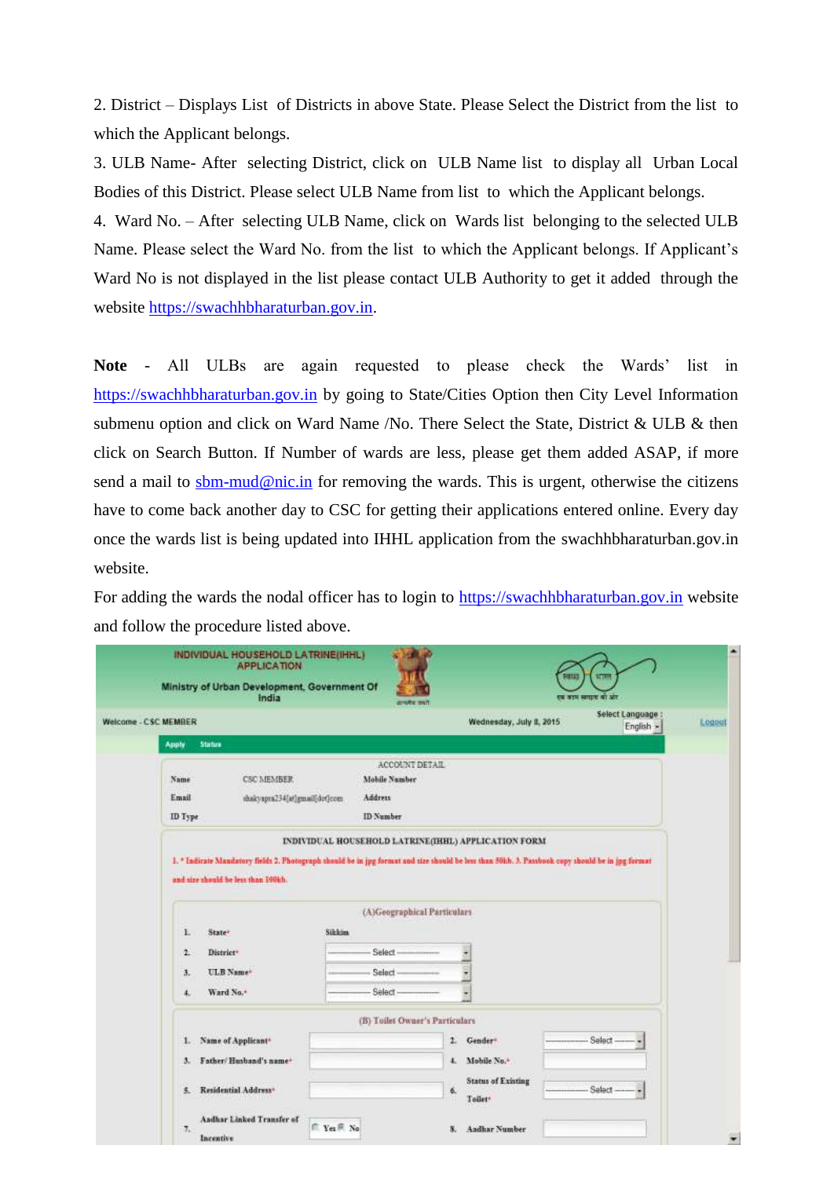2. District – Displays List of Districts in above State. Please Select the District from the list to which the Applicant belongs.

3. ULB Name- After selecting District, click on ULB Name list to display all Urban Local Bodies of this District. Please select ULB Name from list to which the Applicant belongs.

4. Ward No. – After selecting ULB Name, click on Wards list belonging to the selected ULB Name. Please select the Ward No. from the list to which the Applicant belongs. If Applicant's Ward No is not displayed in the list please contact ULB Authority to get it added through the website https://swachhbharaturban.gov.in.

**Note** - All ULBs are again requested to please check the Wards' list in https://swachhbharaturban.gov.in by going to State/Cities Option then City Level Information submenu option and click on Ward Name /No. There Select the State, District & ULB & then click on Search Button. If Number of wards are less, please get them added ASAP, if more send a mail to sbm-mud@nic.in for removing the wards. This is urgent, otherwise the citizens have to come back another day to CSC for getting their applications entered online. Every day once the wards list is being updated into IHHL application from the swachhbharaturban.gov.in website.

For adding the wards the nodal officer has to login to https://swachhbharaturban.gov.in website and follow the procedure listed above.

INDIVIDUAL HOUSEHOLD LATRINE(IHHL) APPLICATION

Ministry of Urban Development, Government Of India

Welcome - CSC MEMBER | Wednesday, July 8, 2015 | Select Language : English | Logout

Apply | Status

ACCOUNT DETAIL

| Name | CSC MEMBER | Mobile Number | |
|---|---|---|---|
| Email | shakyapra234[at]gmail[dot]com | Address | |
| ID Type | | ID Number | |

INDIVIDUAL HOUSEHOLD LATRINE(IHHL) APPLICATION FORM

1. * Indicate Mandatory fields 2. Photograph should be in jpg format and size should be less than 50kb. 3. Passbook copy should be in jpg format and size should be less than 100kb.

(A)Geographical Particulars

| | | |
|---|---|---|
| 1. | State* | Sikkim |
| 2. | District* | Select |
| 3. | ULB Name* | Select |
| 4. | Ward No.* | Select |

(B) Toilet Owner's Particulars

| | | | | | |
|---|---|---|---|---|---|
| 1. | Name of Applicant* | | 2. | Gender* | Select |
| 3. | Father/ Husband's name* | | 4. | Mobile No.* | |
| 5. | Residential Address* | | 6. | Status of Existing Toilet* | Select |
| 7. | Aadhar Linked Transfer of Incentive | Yes / No | 8. | Aadhar Number | |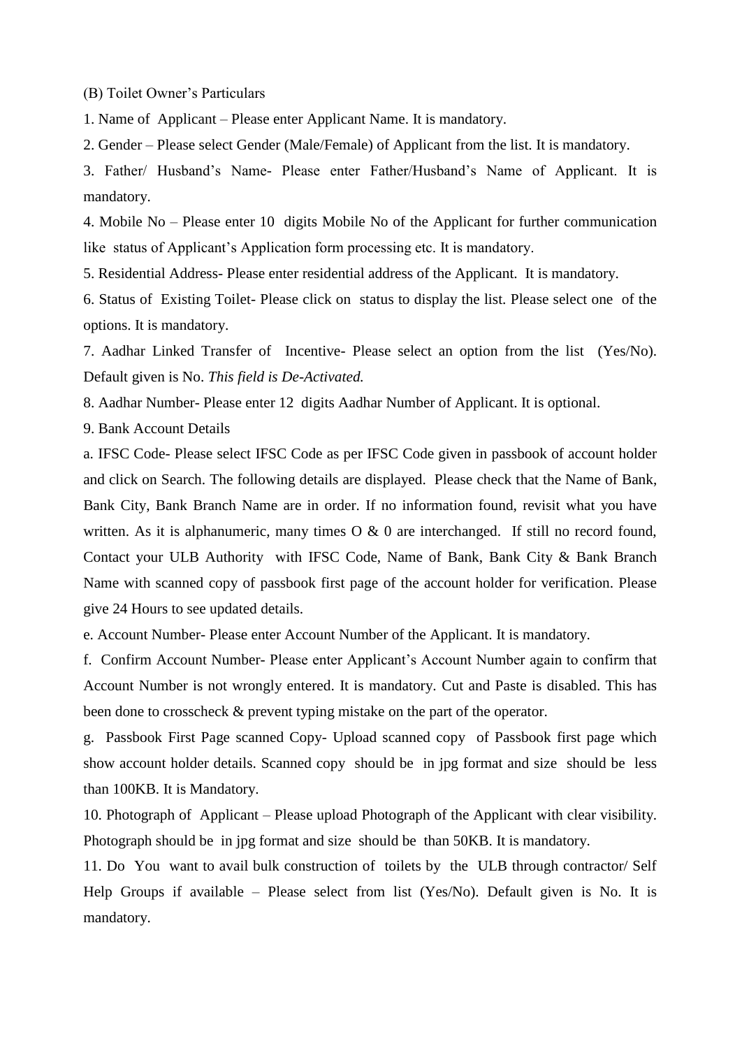(B) Toilet Owner's Particulars

1. Name of Applicant – Please enter Applicant Name. It is mandatory.

2. Gender – Please select Gender (Male/Female) of Applicant from the list. It is mandatory.

3. Father/ Husband's Name- Please enter Father/Husband's Name of Applicant. It is mandatory.

4. Mobile No – Please enter 10 digits Mobile No of the Applicant for further communication like status of Applicant's Application form processing etc. It is mandatory.

5. Residential Address- Please enter residential address of the Applicant. It is mandatory.

6. Status of Existing Toilet- Please click on status to display the list. Please select one of the options. It is mandatory.

7. Aadhar Linked Transfer of Incentive- Please select an option from the list (Yes/No). Default given is No. *This field is De-Activated.*

8. Aadhar Number- Please enter 12 digits Aadhar Number of Applicant. It is optional.

9. Bank Account Details

a. IFSC Code- Please select IFSC Code as per IFSC Code given in passbook of account holder and click on Search. The following details are displayed. Please check that the Name of Bank, Bank City, Bank Branch Name are in order. If no information found, revisit what you have written. As it is alphanumeric, many times O & 0 are interchanged. If still no record found, Contact your ULB Authority with IFSC Code, Name of Bank, Bank City & Bank Branch Name with scanned copy of passbook first page of the account holder for verification. Please give 24 Hours to see updated details.

e. Account Number- Please enter Account Number of the Applicant. It is mandatory.

f. Confirm Account Number- Please enter Applicant's Account Number again to confirm that Account Number is not wrongly entered. It is mandatory. Cut and Paste is disabled. This has been done to crosscheck & prevent typing mistake on the part of the operator.

g. Passbook First Page scanned Copy- Upload scanned copy of Passbook first page which show account holder details. Scanned copy should be in jpg format and size should be less than 100KB. It is Mandatory.

10. Photograph of Applicant – Please upload Photograph of the Applicant with clear visibility. Photograph should be in jpg format and size should be than 50KB. It is mandatory.

11. Do You want to avail bulk construction of toilets by the ULB through contractor/ Self Help Groups if available – Please select from list (Yes/No). Default given is No. It is mandatory.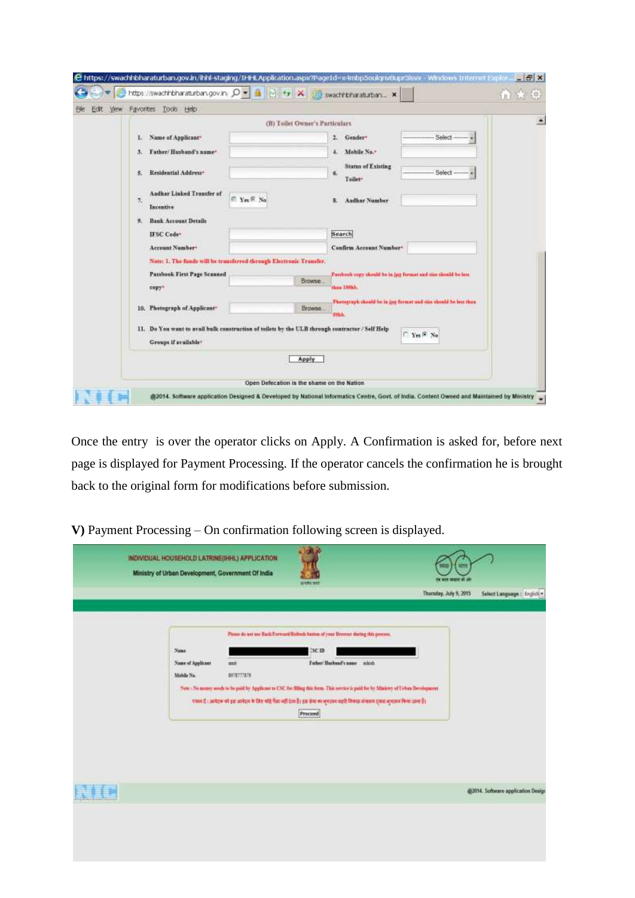Once the entry is over the operator clicks on Apply. A Confirmation is asked for, before next page is displayed for Payment Processing. If the operator cancels the confirmation he is brought back to the original form for modifications before submission.

**V)** Payment Processing – On confirmation following screen is displayed.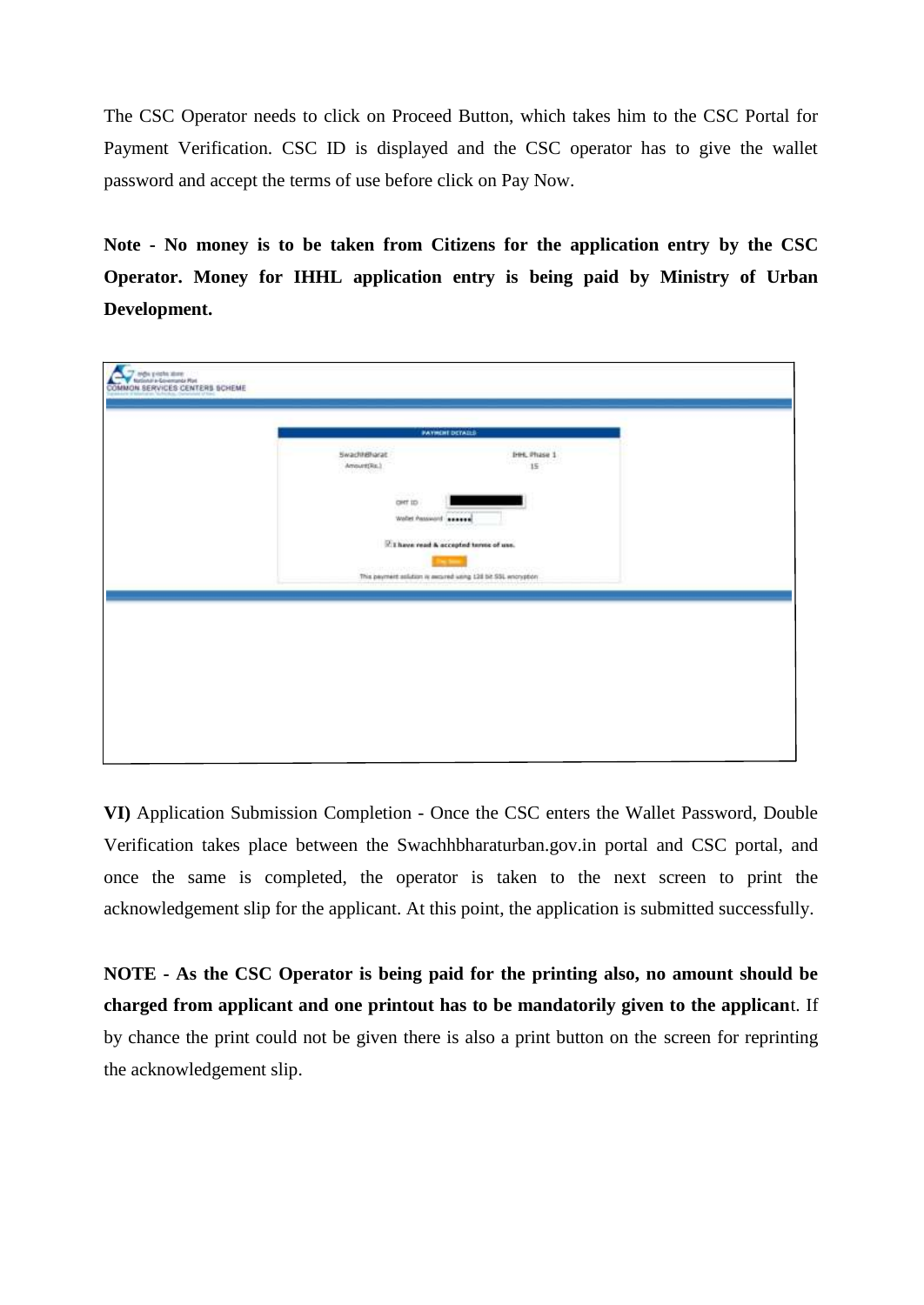The CSC Operator needs to click on Proceed Button, which takes him to the CSC Portal for Payment Verification. CSC ID is displayed and the CSC operator has to give the wallet password and accept the terms of use before click on Pay Now.

**Note - No money is to be taken from Citizens for the application entry by the CSC Operator. Money for IHHL application entry is being paid by Ministry of Urban Development.**

**VI)** Application Submission Completion - Once the CSC enters the Wallet Password, Double Verification takes place between the Swachhbharaturban.gov.in portal and CSC portal, and once the same is completed, the operator is taken to the next screen to print the acknowledgement slip for the applicant. At this point, the application is submitted successfully.

**NOTE - As the CSC Operator is being paid for the printing also, no amount should be charged from applicant and one printout has to be mandatorily given to the applican**t. If by chance the print could not be given there is also a print button on the screen for reprinting the acknowledgement slip.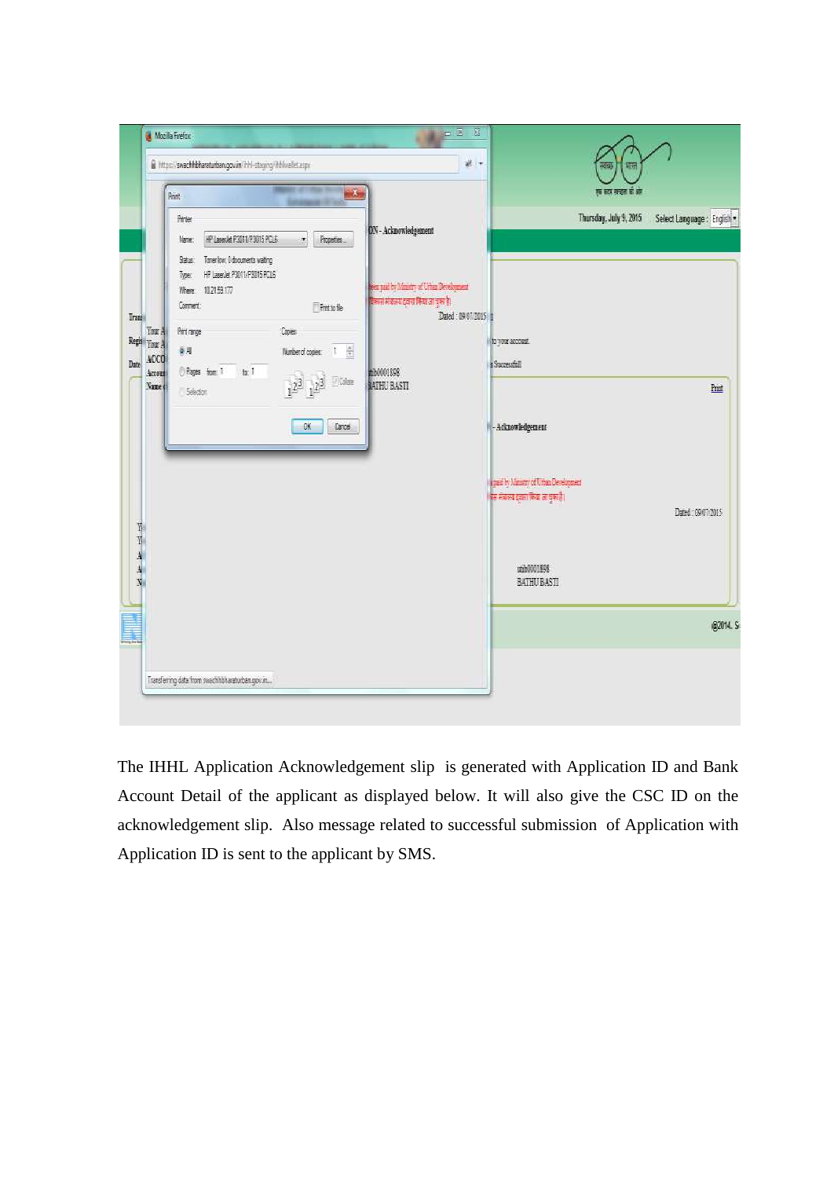The IHHL Application Acknowledgement slip is generated with Application ID and Bank Account Detail of the applicant as displayed below. It will also give the CSC ID on the acknowledgement slip. Also message related to successful submission of Application with Application ID is sent to the applicant by SMS.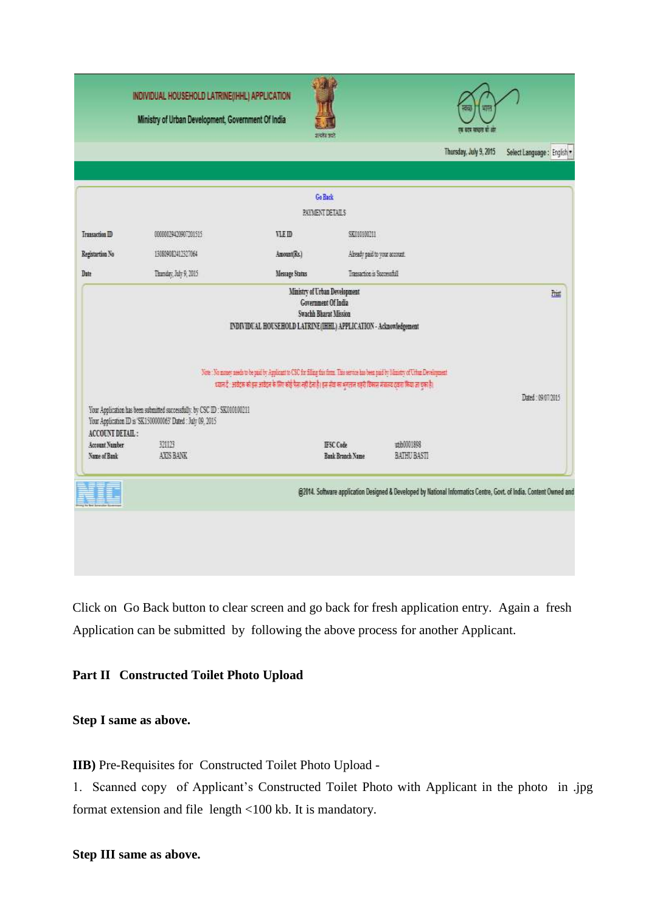INDIVIDUAL HOUSEHOLD LATRINE(IHHL) APPLICATION

Ministry of Urban Development, Government Of India

Thursday, July 9, 2015 Select Language : English

Go Back

PAYMENT DETAILS

| Transaction ID | 0000029420907201515 | VLE ID | SK010100211 |
|---|---|---|---|
| Registration No | 1308090824123270 64 | Amount(Rs.) | Already paid to your account. |
| Date | Thursday, July 9, 2015 | Message Status | Transaction is Successfull |

Ministry of Urban Development
Government Of India
Swachh Bharat Mission
INDIVIDUAL HOUSEHOLD LATRINE(IHHL) APPLICATION - Acknowledgement

Print

Note : No money needs to be paid by Applicant to CSC for filling this form. This service has been paid by Ministry of Urban Development

ध्यान दें : आवेदक को इस आवेदन के लिए कोई पैसा नहीं देना है। इस सेवा का भुगतान शहरी विकास मंत्रालय द्वारा किया जा चुका है।

Dated : 09/07/2015

Your Application has been submitted successfully by CSC ID : SK010100211
Your Application ID is 'SK1500000063' Dated : July 09, 2015

ACCOUNT DETAIL :

| Account Number | 321123 | IFSC Code | utib0001898 |
|---|---|---|---|
| Name of Bank | AXIS BANK | Bank Branch Name | BATHU BASTI |

@2014. Software application Designed & Developed by National Informatics Centre, Govt. of India. Content Owned and

Click on Go Back button to clear screen and go back for fresh application entry. Again a fresh Application can be submitted by following the above process for another Applicant.

**Part II Constructed Toilet Photo Upload**

**Step I same as above.**

**IIB)** Pre-Requisites for Constructed Toilet Photo Upload -

1. Scanned copy of Applicant's Constructed Toilet Photo with Applicant in the photo in .jpg format extension and file length <100 kb. It is mandatory.

**Step III same as above.**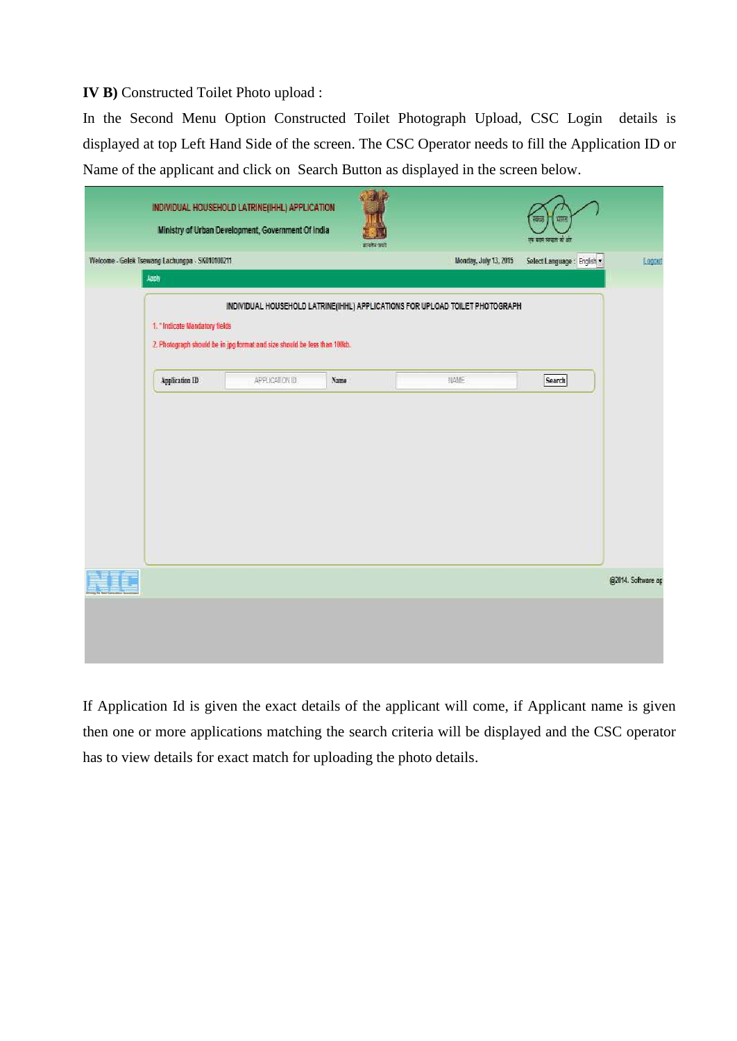**IV B)** Constructed Toilet Photo upload :

In the Second Menu Option Constructed Toilet Photograph Upload, CSC Login details is displayed at top Left Hand Side of the screen. The CSC Operator needs to fill the Application ID or Name of the applicant and click on Search Button as displayed in the screen below.

If Application Id is given the exact details of the applicant will come, if Applicant name is given then one or more applications matching the search criteria will be displayed and the CSC operator has to view details for exact match for uploading the photo details.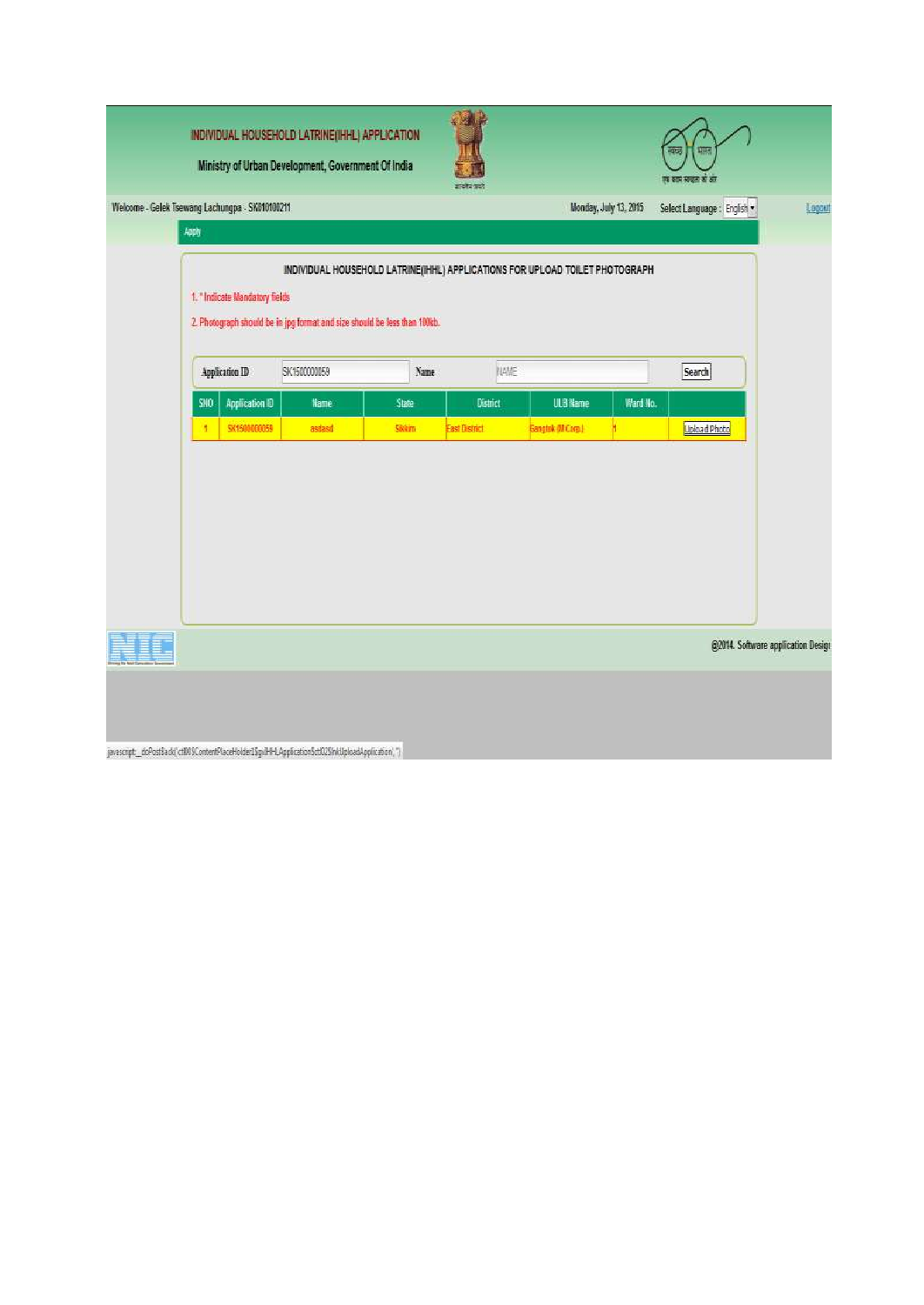INDIVIDUAL HOUSEHOLD LATRINE(IHHL) APPLICATION

Ministry of Urban Development, Government Of India

Welcome - Gelek Tsewang Lachungpa - SK010100211

Monday, July 13, 2015 Select Language : English

Logout

Apply

## INDIVIDUAL HOUSEHOLD LATRINE(IHHL) APPLICATIONS FOR UPLOAD TOILET PHOTOGRAPH

1. * Indicate Mandatory fields

2. Photograph should be in jpg format and size should be less than 100kb.

Application ID: SK1500000059 Name: NAME Search

| SNO | Application ID | Name | State | District | ULB Name | Ward No. | |
|---|---|---|---|---|---|---|---|
| 1 | SK1500000059 | asdasd | Sikkim | East District | Gangtok (M.Corp.) | 1 | Upload Photo |

@2014. Software application Desig

javascript:__doPostBack('ctl00$ContentPlaceHolder1$gvIHHLApplicationSct02$lnkUploadApplication','')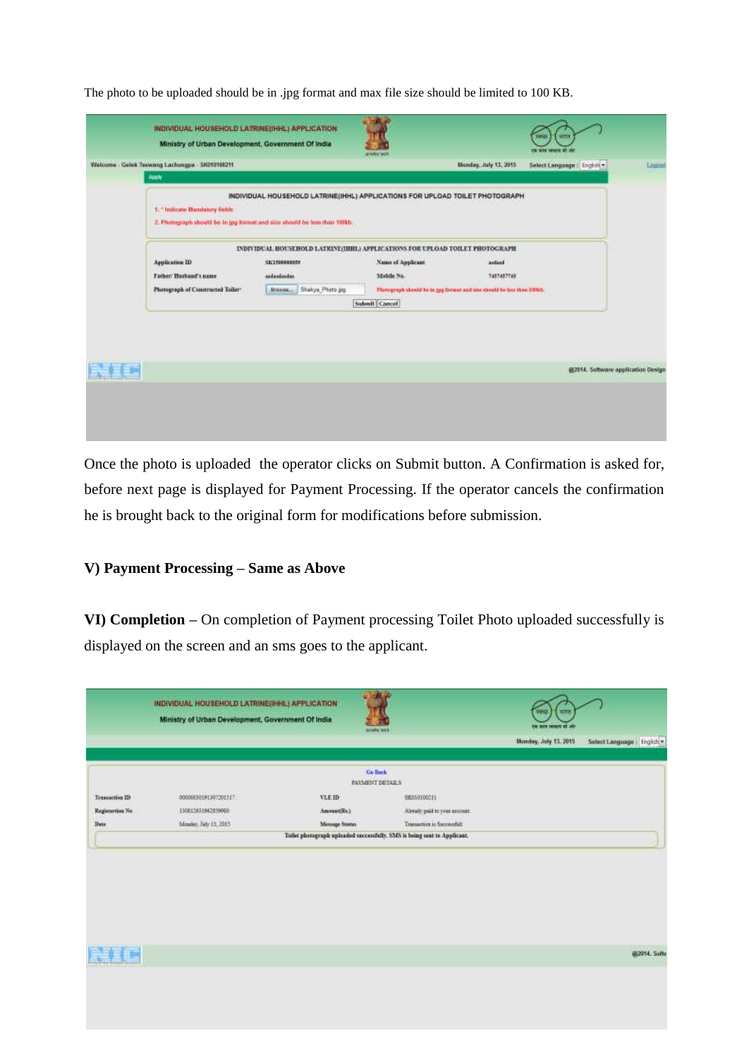The photo to be uploaded should be in .jpg format and max file size should be limited to 100 KB.

Once the photo is uploaded the operator clicks on Submit button. A Confirmation is asked for, before next page is displayed for Payment Processing. If the operator cancels the confirmation he is brought back to the original form for modifications before submission.

**V) Payment Processing – Same as Above**

**VI) Completion** – On completion of Payment processing Toilet Photo uploaded successfully is displayed on the screen and an sms goes to the applicant.